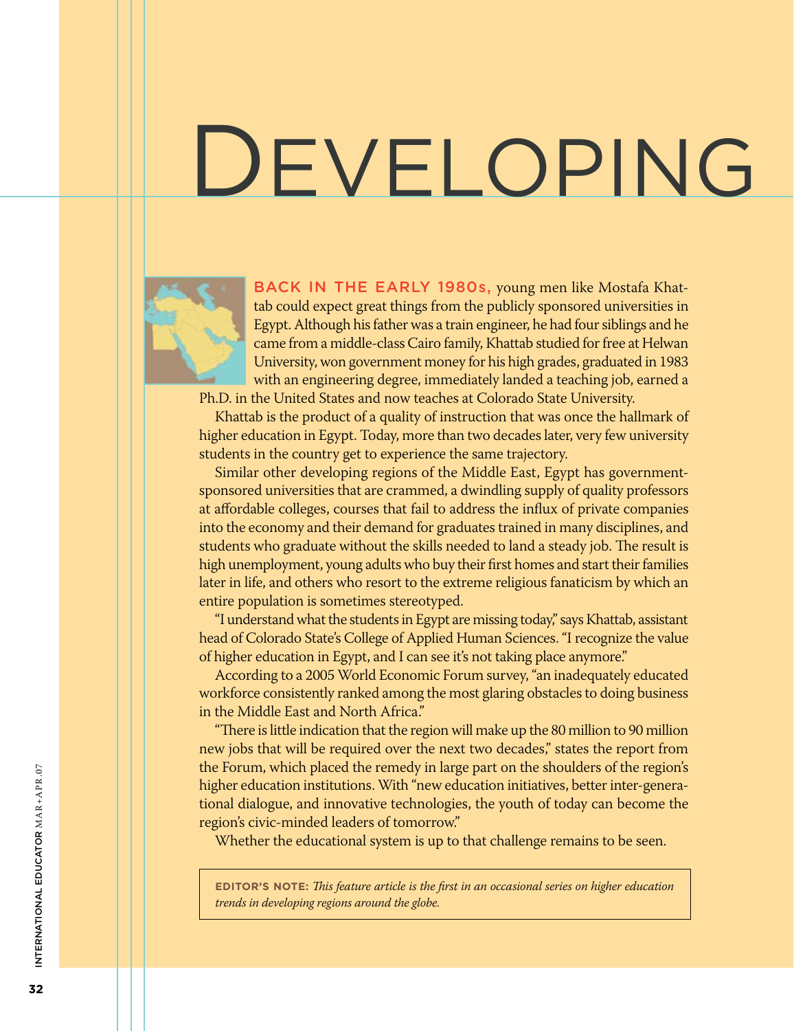# DEVELOPING

**BACK IN THE EARLY 1980s,** young men like Mostafa Khattab could expect great things from the publicly sponsored universities in Egypt. Although his father was a train engineer, he had four siblings and he came from a middle-class Cairo family, Khattab studied for free at Helwan University, won government money for his high grades, graduated in 1983 with an engineering degree, immediately landed a teaching job, earned a Ph.D. in the United States and now teaches at Colorado State University.

Khattab is the product of a quality of instruction that was once the hallmark of higher education in Egypt. Today, more than two decades later, very few university students in the country get to experience the same trajectory.

Similar other developing regions of the Middle East, Egypt has government-sponsored universities that are crammed, a dwindling supply of quality professors at affordable colleges, courses that fail to address the influx of private companies into the economy and their demand for graduates trained in many disciplines, and students who graduate without the skills needed to land a steady job. The result is high unemployment, young adults who buy their first homes and start their families later in life, and others who resort to the extreme religious fanaticism by which an entire population is sometimes stereotyped.

"I understand what the students in Egypt are missing today," says Khattab, assistant head of Colorado State's College of Applied Human Sciences. "I recognize the value of higher education in Egypt, and I can see it's not taking place anymore."

According to a 2005 World Economic Forum survey, "an inadequately educated workforce consistently ranked among the most glaring obstacles to doing business in the Middle East and North Africa."

"There is little indication that the region will make up the 80 million to 90 million new jobs that will be required over the next two decades," states the report from the Forum, which placed the remedy in large part on the shoulders of the region's higher education institutions. With "new education initiatives, better inter-generational dialogue, and innovative technologies, the youth of today can become the region's civic-minded leaders of tomorrow."

Whether the educational system is up to that challenge remains to be seen.

**EDITOR'S NOTE:** *This feature article is the first in an occasional series on higher education trends in developing regions around the globe.*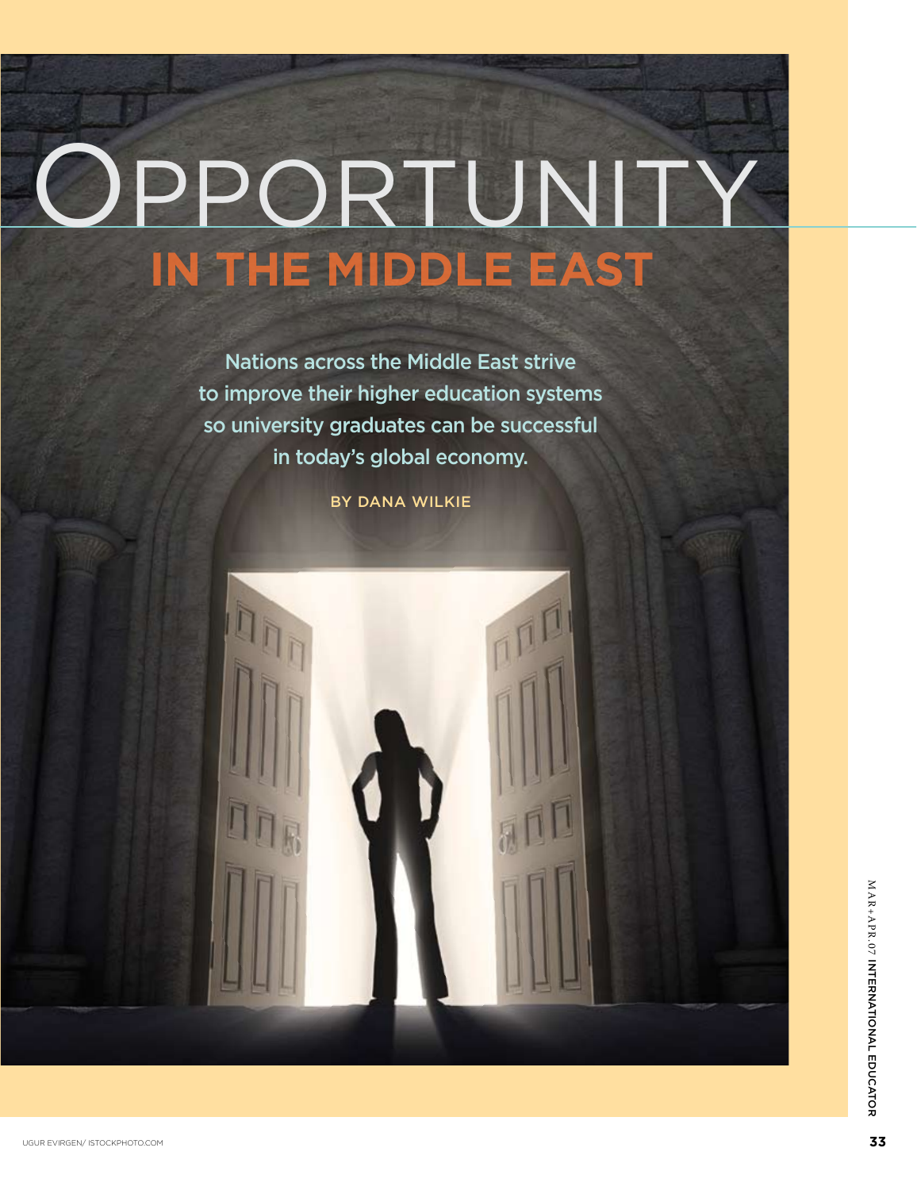# OPPORTUNITY

## IN THE MIDDLE EAST

Nations across the Middle East strive to improve their higher education systems so university graduates can be successful in today's global economy.

BY DANA WILKIE

UGUR EVIRGEN/ ISTOCKPHOTO.COM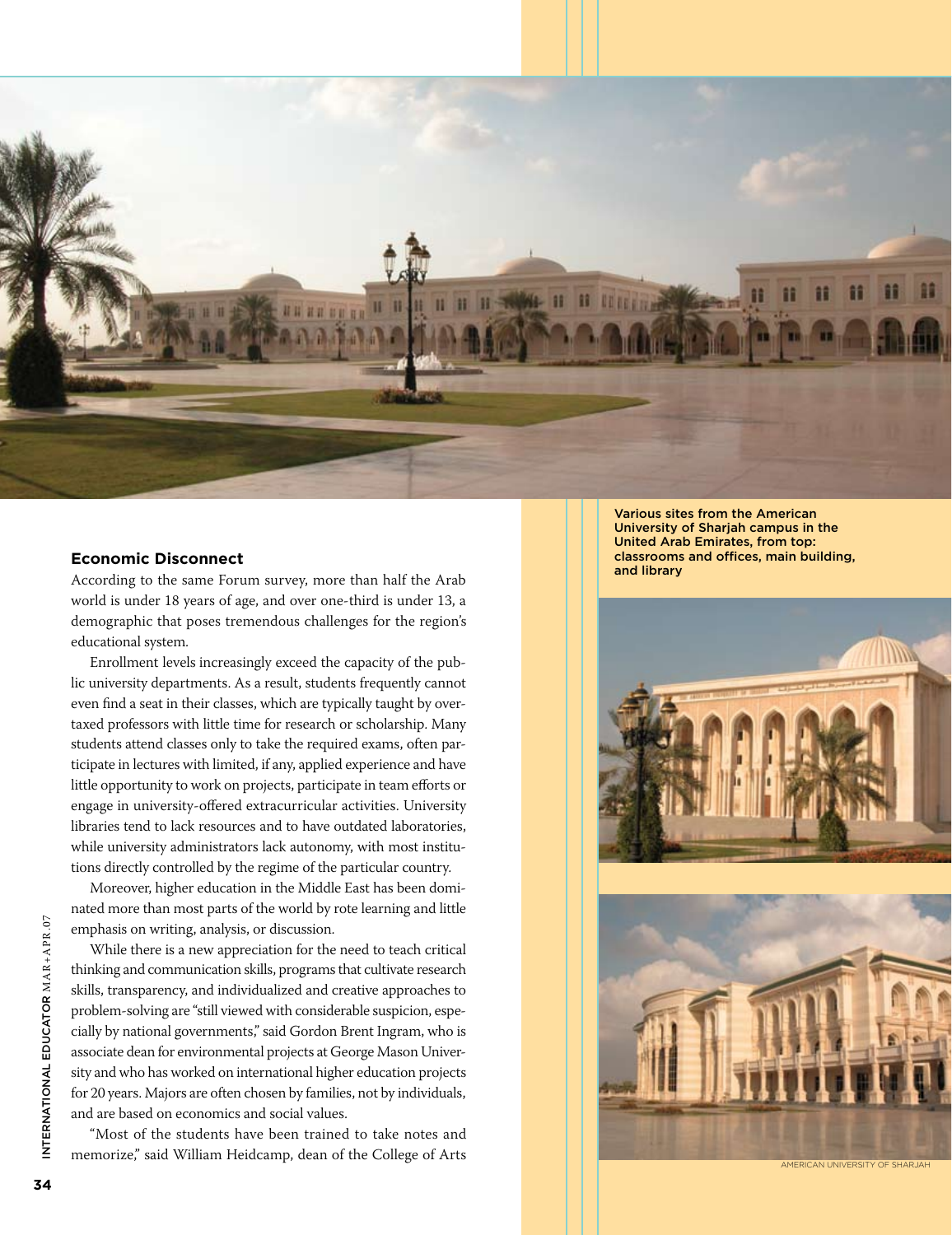Various sites from the American University of Sharjah campus in the United Arab Emirates, from top: classrooms and offices, main building, and library

AMERICAN UNIVERSITY OF SHARJAH

### Economic Disconnect

According to the same Forum survey, more than half the Arab world is under 18 years of age, and over one-third is under 13, a demographic that poses tremendous challenges for the region's educational system.

Enrollment levels increasingly exceed the capacity of the public university departments. As a result, students frequently cannot even find a seat in their classes, which are typically taught by overtaxed professors with little time for research or scholarship. Many students attend classes only to take the required exams, often participate in lectures with limited, if any, applied experience and have little opportunity to work on projects, participate in team efforts or engage in university-offered extracurricular activities. University libraries tend to lack resources and to have outdated laboratories, while university administrators lack autonomy, with most institutions directly controlled by the regime of the particular country.

Moreover, higher education in the Middle East has been dominated more than most parts of the world by rote learning and little emphasis on writing, analysis, or discussion.

While there is a new appreciation for the need to teach critical thinking and communication skills, programs that cultivate research skills, transparency, and individualized and creative approaches to problem-solving are "still viewed with considerable suspicion, especially by national governments," said Gordon Brent Ingram, who is associate dean for environmental projects at George Mason University and who has worked on international higher education projects for 20 years. Majors are often chosen by families, not by individuals, and are based on economics and social values.

"Most of the students have been trained to take notes and memorize," said William Heidcamp, dean of the College of Arts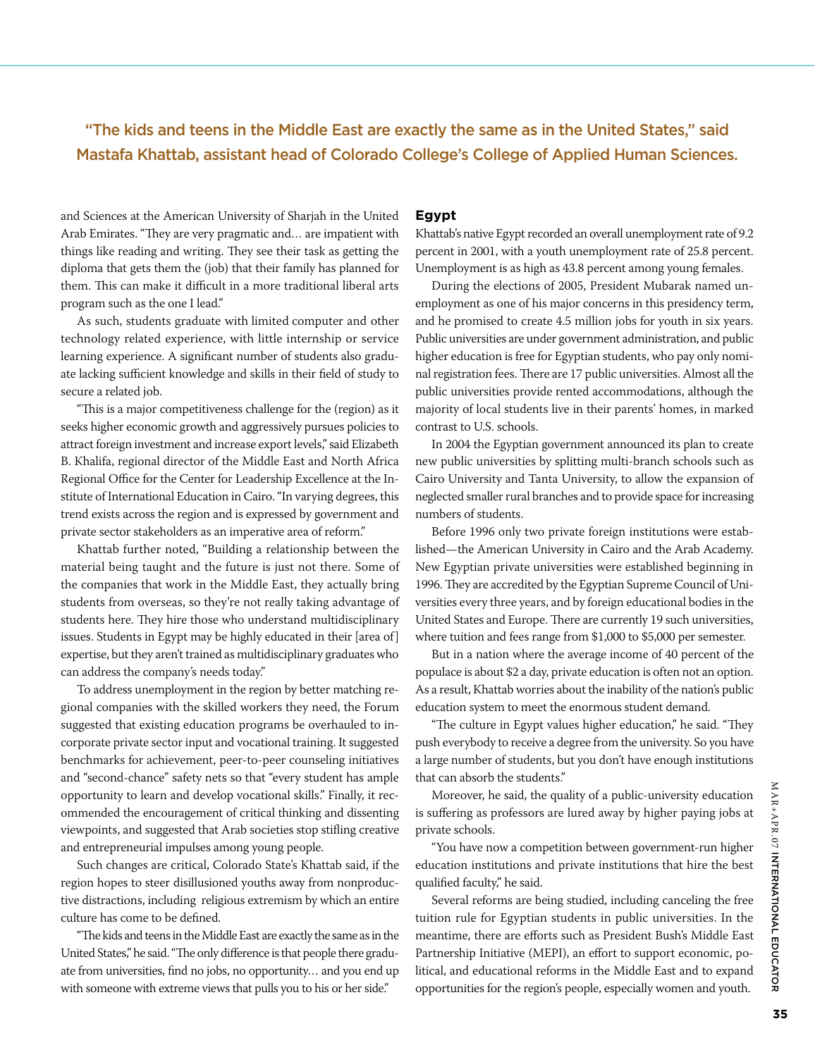> "The kids and teens in the Middle East are exactly the same as in the United States," said Mastafa Khattab, assistant head of Colorado College's College of Applied Human Sciences.

and Sciences at the American University of Sharjah in the United Arab Emirates. "They are very pragmatic and… are impatient with things like reading and writing. They see their task as getting the diploma that gets them the (job) that their family has planned for them. This can make it difficult in a more traditional liberal arts program such as the one I lead."

As such, students graduate with limited computer and other technology related experience, with little internship or service learning experience. A significant number of students also graduate lacking sufficient knowledge and skills in their field of study to secure a related job.

"This is a major competitiveness challenge for the (region) as it seeks higher economic growth and aggressively pursues policies to attract foreign investment and increase export levels," said Elizabeth B. Khalifa, regional director of the Middle East and North Africa Regional Office for the Center for Leadership Excellence at the Institute of International Education in Cairo. "In varying degrees, this trend exists across the region and is expressed by government and private sector stakeholders as an imperative area of reform."

Khattab further noted, "Building a relationship between the material being taught and the future is just not there. Some of the companies that work in the Middle East, they actually bring students from overseas, so they're not really taking advantage of students here. They hire those who understand multidisciplinary issues. Students in Egypt may be highly educated in their [area of] expertise, but they aren't trained as multidisciplinary graduates who can address the company's needs today."

To address unemployment in the region by better matching regional companies with the skilled workers they need, the Forum suggested that existing education programs be overhauled to incorporate private sector input and vocational training. It suggested benchmarks for achievement, peer-to-peer counseling initiatives and "second-chance" safety nets so that "every student has ample opportunity to learn and develop vocational skills." Finally, it recommended the encouragement of critical thinking and dissenting viewpoints, and suggested that Arab societies stop stifling creative and entrepreneurial impulses among young people.

Such changes are critical, Colorado State's Khattab said, if the region hopes to steer disillusioned youths away from nonproductive distractions, including religious extremism by which an entire culture has come to be defined.

"The kids and teens in the Middle East are exactly the same as in the United States," he said. "The only difference is that people there graduate from universities, find no jobs, no opportunity… and you end up with someone with extreme views that pulls you to his or her side."

### Egypt

Khattab's native Egypt recorded an overall unemployment rate of 9.2 percent in 2001, with a youth unemployment rate of 25.8 percent. Unemployment is as high as 43.8 percent among young females.

During the elections of 2005, President Mubarak named unemployment as one of his major concerns in this presidency term, and he promised to create 4.5 million jobs for youth in six years. Public universities are under government administration, and public higher education is free for Egyptian students, who pay only nominal registration fees. There are 17 public universities. Almost all the public universities provide rented accommodations, although the majority of local students live in their parents' homes, in marked contrast to U.S. schools.

In 2004 the Egyptian government announced its plan to create new public universities by splitting multi-branch schools such as Cairo University and Tanta University, to allow the expansion of neglected smaller rural branches and to provide space for increasing numbers of students.

Before 1996 only two private foreign institutions were established—the American University in Cairo and the Arab Academy. New Egyptian private universities were established beginning in 1996. They are accredited by the Egyptian Supreme Council of Universities every three years, and by foreign educational bodies in the United States and Europe. There are currently 19 such universities, where tuition and fees range from $1,000 to $5,000 per semester.

But in a nation where the average income of 40 percent of the populace is about $2 a day, private education is often not an option. As a result, Khattab worries about the inability of the nation's public education system to meet the enormous student demand.

"The culture in Egypt values higher education," he said. "They push everybody to receive a degree from the university. So you have a large number of students, but you don't have enough institutions that can absorb the students."

Moreover, he said, the quality of a public-university education is suffering as professors are lured away by higher paying jobs at private schools.

"You have now a competition between government-run higher education institutions and private institutions that hire the best qualified faculty," he said.

Several reforms are being studied, including canceling the free tuition rule for Egyptian students in public universities. In the meantime, there are efforts such as President Bush's Middle East Partnership Initiative (MEPI), an effort to support economic, political, and educational reforms in the Middle East and to expand opportunities for the region's people, especially women and youth.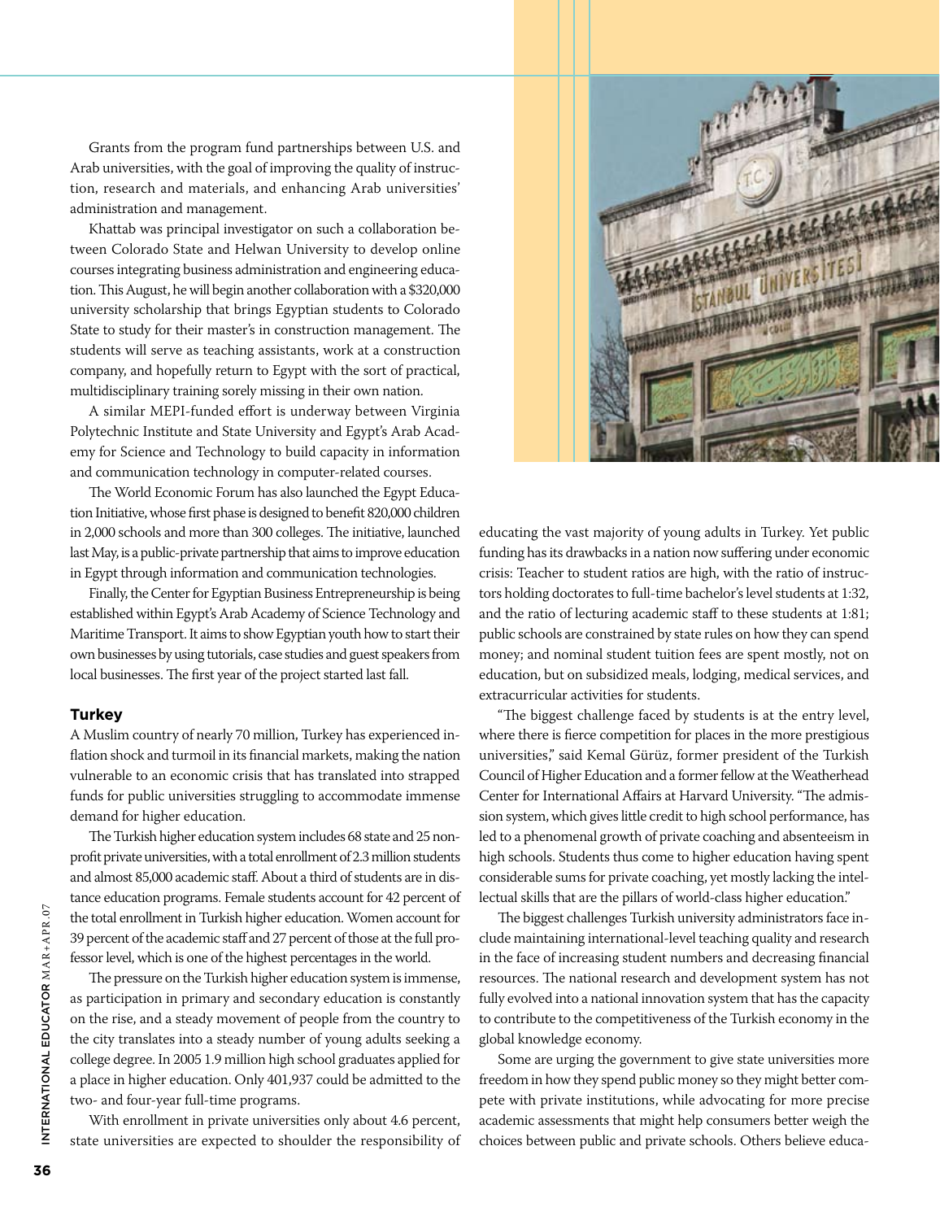Grants from the program fund partnerships between U.S. and Arab universities, with the goal of improving the quality of instruction, research and materials, and enhancing Arab universities' administration and management.

Khattab was principal investigator on such a collaboration between Colorado State and Helwan University to develop online courses integrating business administration and engineering education. This August, he will begin another collaboration with a $320,000 university scholarship that brings Egyptian students to Colorado State to study for their master's in construction management. The students will serve as teaching assistants, work at a construction company, and hopefully return to Egypt with the sort of practical, multidisciplinary training sorely missing in their own nation.

A similar MEPI-funded effort is underway between Virginia Polytechnic Institute and State University and Egypt's Arab Academy for Science and Technology to build capacity in information and communication technology in computer-related courses.

The World Economic Forum has also launched the Egypt Education Initiative, whose first phase is designed to benefit 820,000 children in 2,000 schools and more than 300 colleges. The initiative, launched last May, is a public-private partnership that aims to improve education in Egypt through information and communication technologies.

Finally, the Center for Egyptian Business Entrepreneurship is being established within Egypt's Arab Academy of Science Technology and Maritime Transport. It aims to show Egyptian youth how to start their own businesses by using tutorials, case studies and guest speakers from local businesses. The first year of the project started last fall.

### Turkey

A Muslim country of nearly 70 million, Turkey has experienced inflation shock and turmoil in its financial markets, making the nation vulnerable to an economic crisis that has translated into strapped funds for public universities struggling to accommodate immense demand for higher education.

The Turkish higher education system includes 68 state and 25 nonprofit private universities, with a total enrollment of 2.3 million students and almost 85,000 academic staff. About a third of students are in distance education programs. Female students account for 42 percent of the total enrollment in Turkish higher education. Women account for 39 percent of the academic staff and 27 percent of those at the full professor level, which is one of the highest percentages in the world.

The pressure on the Turkish higher education system is immense, as participation in primary and secondary education is constantly on the rise, and a steady movement of people from the country to the city translates into a steady number of young adults seeking a college degree. In 2005 1.9 million high school graduates applied for a place in higher education. Only 401,937 could be admitted to the two- and four-year full-time programs.

With enrollment in private universities only about 4.6 percent, state universities are expected to shoulder the responsibility of educating the vast majority of young adults in Turkey. Yet public funding has its drawbacks in a nation now suffering under economic crisis: Teacher to student ratios are high, with the ratio of instructors holding doctorates to full-time bachelor's level students at 1:32, and the ratio of lecturing academic staff to these students at 1:81; public schools are constrained by state rules on how they can spend money; and nominal student tuition fees are spent mostly, not on education, but on subsidized meals, lodging, medical services, and extracurricular activities for students.

"The biggest challenge faced by students is at the entry level, where there is fierce competition for places in the more prestigious universities," said Kemal Gürüz, former president of the Turkish Council of Higher Education and a former fellow at the Weatherhead Center for International Affairs at Harvard University. "The admission system, which gives little credit to high school performance, has led to a phenomenal growth of private coaching and absenteeism in high schools. Students thus come to higher education having spent considerable sums for private coaching, yet mostly lacking the intellectual skills that are the pillars of world-class higher education."

The biggest challenges Turkish university administrators face include maintaining international-level teaching quality and research in the face of increasing student numbers and decreasing financial resources. The national research and development system has not fully evolved into a national innovation system that has the capacity to contribute to the competitiveness of the Turkish economy in the global knowledge economy.

Some are urging the government to give state universities more freedom in how they spend public money so they might better compete with private institutions, while advocating for more precise academic assessments that might help consumers better weigh the choices between public and private schools. Others believe educa-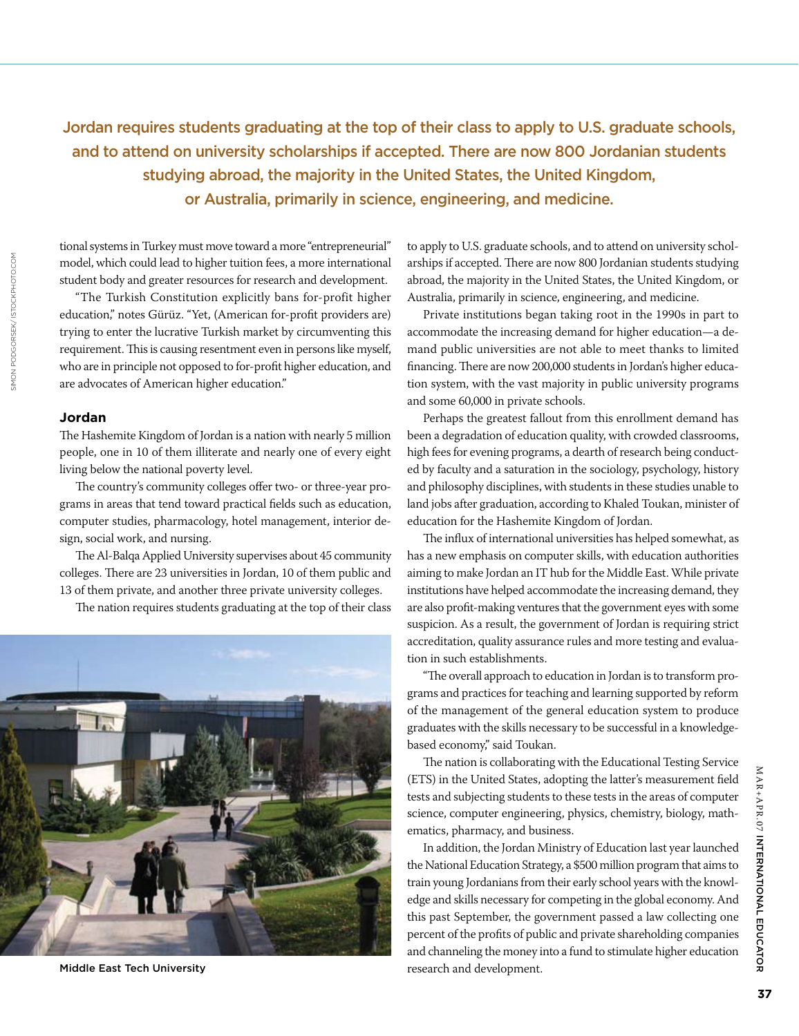Jordan requires students graduating at the top of their class to apply to U.S. graduate schools, and to attend on university scholarships if accepted. There are now 800 Jordanian students studying abroad, the majority in the United States, the United Kingdom, or Australia, primarily in science, engineering, and medicine.

tional systems in Turkey must move toward a more "entrepreneurial" model, which could lead to higher tuition fees, a more international student body and greater resources for research and development.

"The Turkish Constitution explicitly bans for-profit higher education," notes Gürüz. "Yet, (American for-profit providers are) trying to enter the lucrative Turkish market by circumventing this requirement. This is causing resentment even in persons like myself, who are in principle not opposed to for-profit higher education, and are advocates of American higher education."

### Jordan

The Hashemite Kingdom of Jordan is a nation with nearly 5 million people, one in 10 of them illiterate and nearly one of every eight living below the national poverty level.

The country's community colleges offer two- or three-year programs in areas that tend toward practical fields such as education, computer studies, pharmacology, hotel management, interior design, social work, and nursing.

The Al-Balqa Applied University supervises about 45 community colleges. There are 23 universities in Jordan, 10 of them public and 13 of them private, and another three private university colleges.

The nation requires students graduating at the top of their class to apply to U.S. graduate schools, and to attend on university scholarships if accepted. There are now 800 Jordanian students studying abroad, the majority in the United States, the United Kingdom, or Australia, primarily in science, engineering, and medicine.

Private institutions began taking root in the 1990s in part to accommodate the increasing demand for higher education—a demand public universities are not able to meet thanks to limited financing. There are now 200,000 students in Jordan's higher education system, with the vast majority in public university programs and some 60,000 in private schools.

Perhaps the greatest fallout from this enrollment demand has been a degradation of education quality, with crowded classrooms, high fees for evening programs, a dearth of research being conducted by faculty and a saturation in the sociology, psychology, history and philosophy disciplines, with students in these studies unable to land jobs after graduation, according to Khaled Toukan, minister of education for the Hashemite Kingdom of Jordan.

The influx of international universities has helped somewhat, as has a new emphasis on computer skills, with education authorities aiming to make Jordan an IT hub for the Middle East. While private institutions have helped accommodate the increasing demand, they are also profit-making ventures that the government eyes with some suspicion. As a result, the government of Jordan is requiring strict accreditation, quality assurance rules and more testing and evaluation in such establishments.

"The overall approach to education in Jordan is to transform programs and practices for teaching and learning supported by reform of the management of the general education system to produce graduates with the skills necessary to be successful in a knowledge-based economy," said Toukan.

The nation is collaborating with the Educational Testing Service (ETS) in the United States, adopting the latter's measurement field tests and subjecting students to these tests in the areas of computer science, computer engineering, physics, chemistry, biology, mathematics, pharmacy, and business.

In addition, the Jordan Ministry of Education last year launched the National Education Strategy, a $500 million program that aims to train young Jordanians from their early school years with the knowledge and skills necessary for competing in the global economy. And this past September, the government passed a law collecting one percent of the profits of public and private shareholding companies and channeling the money into a fund to stimulate higher education research and development.

Middle East Tech University

SIMON PODGORSEK/ ISTOCKPHOTO.COM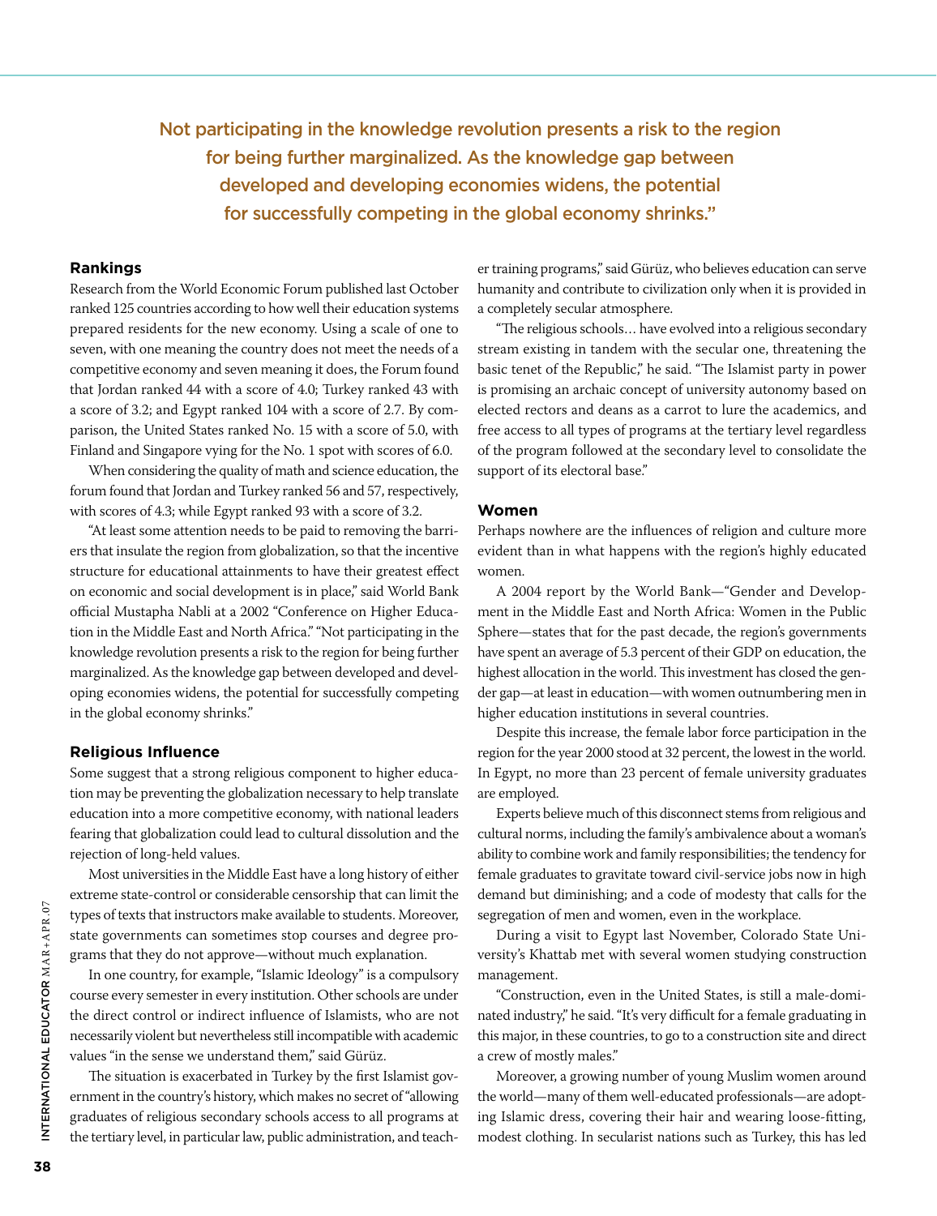> Not participating in the knowledge revolution presents a risk to the region for being further marginalized. As the knowledge gap between developed and developing economies widens, the potential for successfully competing in the global economy shrinks."

### Rankings

Research from the World Economic Forum published last October ranked 125 countries according to how well their education systems prepared residents for the new economy. Using a scale of one to seven, with one meaning the country does not meet the needs of a competitive economy and seven meaning it does, the Forum found that Jordan ranked 44 with a score of 4.0; Turkey ranked 43 with a score of 3.2; and Egypt ranked 104 with a score of 2.7. By comparison, the United States ranked No. 15 with a score of 5.0, with Finland and Singapore vying for the No. 1 spot with scores of 6.0.

When considering the quality of math and science education, the forum found that Jordan and Turkey ranked 56 and 57, respectively, with scores of 4.3; while Egypt ranked 93 with a score of 3.2.

"At least some attention needs to be paid to removing the barriers that insulate the region from globalization, so that the incentive structure for educational attainments to have their greatest effect on economic and social development is in place," said World Bank official Mustapha Nabli at a 2002 "Conference on Higher Education in the Middle East and North Africa." "Not participating in the knowledge revolution presents a risk to the region for being further marginalized. As the knowledge gap between developed and developing economies widens, the potential for successfully competing in the global economy shrinks."

### Religious Influence

Some suggest that a strong religious component to higher education may be preventing the globalization necessary to help translate education into a more competitive economy, with national leaders fearing that globalization could lead to cultural dissolution and the rejection of long-held values.

Most universities in the Middle East have a long history of either extreme state-control or considerable censorship that can limit the types of texts that instructors make available to students. Moreover, state governments can sometimes stop courses and degree programs that they do not approve—without much explanation.

In one country, for example, "Islamic Ideology" is a compulsory course every semester in every institution. Other schools are under the direct control or indirect influence of Islamists, who are not necessarily violent but nevertheless still incompatible with academic values "in the sense we understand them," said Gürüz.

The situation is exacerbated in Turkey by the first Islamist government in the country's history, which makes no secret of "allowing graduates of religious secondary schools access to all programs at the tertiary level, in particular law, public administration, and teacher training programs," said Gürüz, who believes education can serve humanity and contribute to civilization only when it is provided in a completely secular atmosphere.

"The religious schools… have evolved into a religious secondary stream existing in tandem with the secular one, threatening the basic tenet of the Republic," he said. "The Islamist party in power is promising an archaic concept of university autonomy based on elected rectors and deans as a carrot to lure the academics, and free access to all types of programs at the tertiary level regardless of the program followed at the secondary level to consolidate the support of its electoral base."

### Women

Perhaps nowhere are the influences of religion and culture more evident than in what happens with the region's highly educated women.

A 2004 report by the World Bank—"Gender and Development in the Middle East and North Africa: Women in the Public Sphere—states that for the past decade, the region's governments have spent an average of 5.3 percent of their GDP on education, the highest allocation in the world. This investment has closed the gender gap—at least in education—with women outnumbering men in higher education institutions in several countries.

Despite this increase, the female labor force participation in the region for the year 2000 stood at 32 percent, the lowest in the world. In Egypt, no more than 23 percent of female university graduates are employed.

Experts believe much of this disconnect stems from religious and cultural norms, including the family's ambivalence about a woman's ability to combine work and family responsibilities; the tendency for female graduates to gravitate toward civil-service jobs now in high demand but diminishing; and a code of modesty that calls for the segregation of men and women, even in the workplace.

During a visit to Egypt last November, Colorado State University's Khattab met with several women studying construction management.

"Construction, even in the United States, is still a male-dominated industry," he said. "It's very difficult for a female graduating in this major, in these countries, to go to a construction site and direct a crew of mostly males."

Moreover, a growing number of young Muslim women around the world—many of them well-educated professionals—are adopting Islamic dress, covering their hair and wearing loose-fitting, modest clothing. In secularist nations such as Turkey, this has led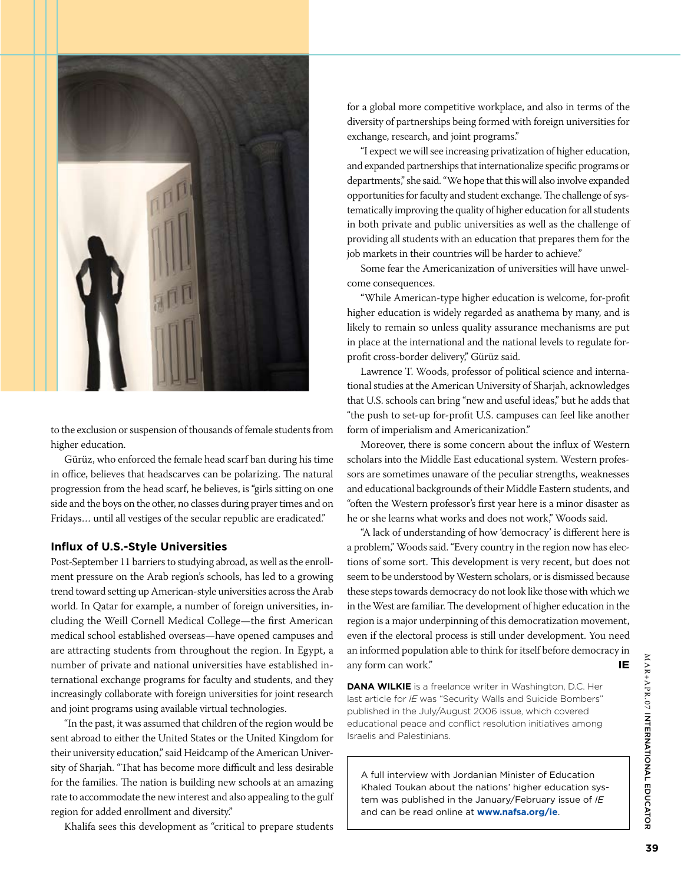to the exclusion or suspension of thousands of female students from higher education.

Gürüz, who enforced the female head scarf ban during his time in office, believes that headscarves can be polarizing. The natural progression from the head scarf, he believes, is "girls sitting on one side and the boys on the other, no classes during prayer times and on Fridays… until all vestiges of the secular republic are eradicated."

### Influx of U.S.-Style Universities

Post-September 11 barriers to studying abroad, as well as the enrollment pressure on the Arab region's schools, has led to a growing trend toward setting up American-style universities across the Arab world. In Qatar for example, a number of foreign universities, including the Weill Cornell Medical College—the first American medical school established overseas—have opened campuses and are attracting students from throughout the region. In Egypt, a number of private and national universities have established international exchange programs for faculty and students, and they increasingly collaborate with foreign universities for joint research and joint programs using available virtual technologies.

"In the past, it was assumed that children of the region would be sent abroad to either the United States or the United Kingdom for their university education," said Heidcamp of the American University of Sharjah. "That has become more difficult and less desirable for the families. The nation is building new schools at an amazing rate to accommodate the new interest and also appealing to the gulf region for added enrollment and diversity."

Khalifa sees this development as "critical to prepare students for a global more competitive workplace, and also in terms of the diversity of partnerships being formed with foreign universities for exchange, research, and joint programs."

"I expect we will see increasing privatization of higher education, and expanded partnerships that internationalize specific programs or departments," she said. "We hope that this will also involve expanded opportunities for faculty and student exchange. The challenge of systematically improving the quality of higher education for all students in both private and public universities as well as the challenge of providing all students with an education that prepares them for the job markets in their countries will be harder to achieve."

Some fear the Americanization of universities will have unwelcome consequences.

"While American-type higher education is welcome, for-profit higher education is widely regarded as anathema by many, and is likely to remain so unless quality assurance mechanisms are put in place at the international and the national levels to regulate for-profit cross-border delivery," Gürüz said.

Lawrence T. Woods, professor of political science and international studies at the American University of Sharjah, acknowledges that U.S. schools can bring "new and useful ideas," but he adds that "the push to set-up for-profit U.S. campuses can feel like another form of imperialism and Americanization."

Moreover, there is some concern about the influx of Western scholars into the Middle East educational system. Western professors are sometimes unaware of the peculiar strengths, weaknesses and educational backgrounds of their Middle Eastern students, and "often the Western professor's first year here is a minor disaster as he or she learns what works and does not work," Woods said.

"A lack of understanding of how 'democracy' is different here is a problem," Woods said. "Every country in the region now has elections of some sort. This development is very recent, but does not seem to be understood by Western scholars, or is dismissed because these steps towards democracy do not look like those with which we in the West are familiar. The development of higher education in the region is a major underpinning of this democratization movement, even if the electoral process is still under development. You need an informed population able to think for itself before democracy in any form can work." **IE**

**DANA WILKIE** is a freelance writer in Washington, D.C. Her last article for *IE* was "Security Walls and Suicide Bombers" published in the July/August 2006 issue, which covered educational peace and conflict resolution initiatives among Israelis and Palestinians.

A full interview with Jordanian Minister of Education Khaled Toukan about the nations' higher education system was published in the January/February issue of *IE* and can be read online at **www.nafsa.org/ie**.